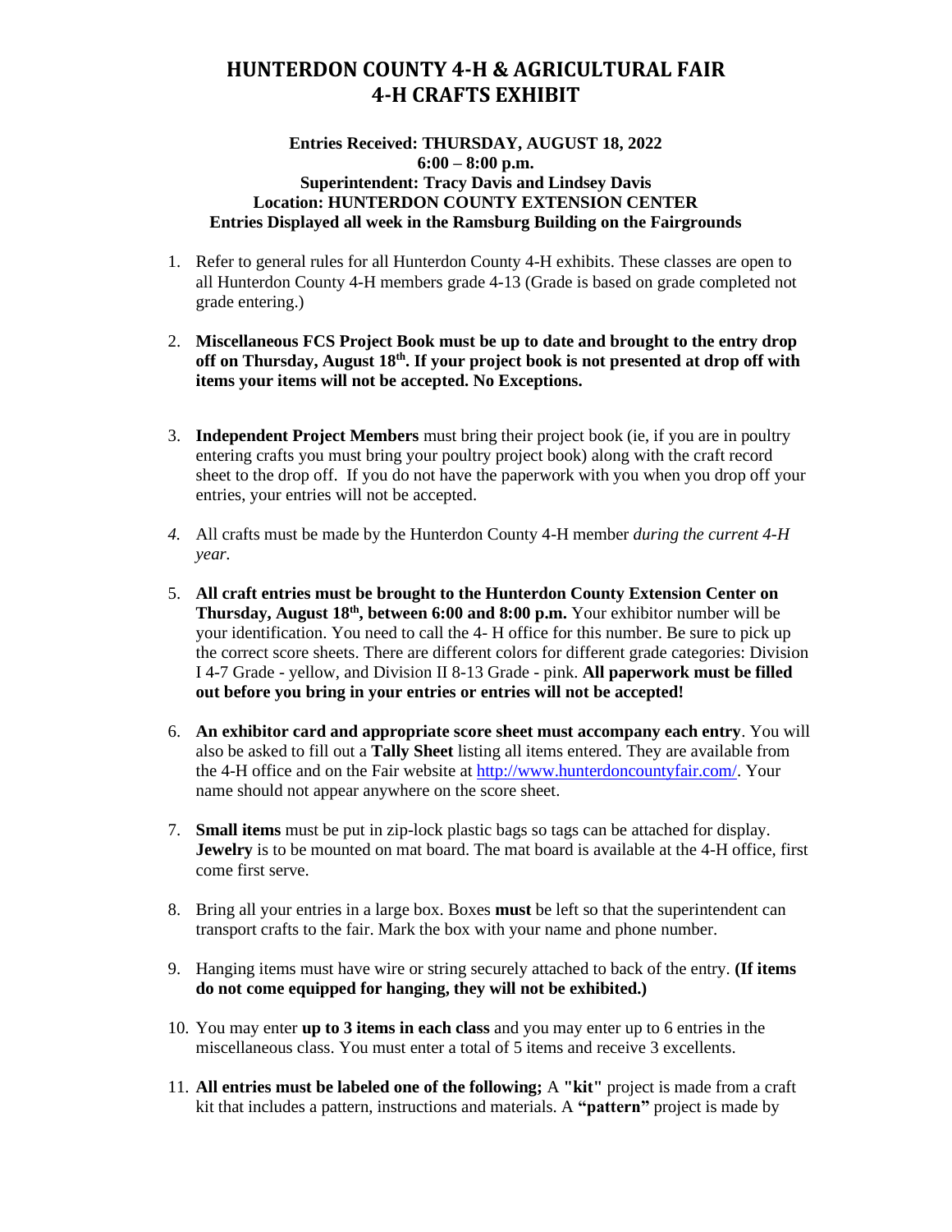# HUNTERDON COUNTY 4-H & AGRICULTURAL FAIR
# 4-H CRAFTS EXHIBIT

**Entries Received: THURSDAY, AUGUST 18, 2022**
**6:00 – 8:00 p.m.**
**Superintendent: Tracy Davis and Lindsey Davis**
**Location: HUNTERDON COUNTY EXTENSION CENTER**
**Entries Displayed all week in the Ramsburg Building on the Fairgrounds**

1. Refer to general rules for all Hunterdon County 4-H exhibits. These classes are open to all Hunterdon County 4-H members grade 4-13 (Grade is based on grade completed not grade entering.)

2. **Miscellaneous FCS Project Book must be up to date and brought to the entry drop off on Thursday, August 18th. If your project book is not presented at drop off with items your items will not be accepted. No Exceptions.**

3. **Independent Project Members** must bring their project book (ie, if you are in poultry entering crafts you must bring your poultry project book) along with the craft record sheet to the drop off. If you do not have the paperwork with you when you drop off your entries, your entries will not be accepted.

4. All crafts must be made by the Hunterdon County 4-H member *during the current 4-H year.*

5. **All craft entries must be brought to the Hunterdon County Extension Center on Thursday, August 18th, between 6:00 and 8:00 p.m.** Your exhibitor number will be your identification. You need to call the 4- H office for this number. Be sure to pick up the correct score sheets. There are different colors for different grade categories: Division I 4-7 Grade - yellow, and Division II 8-13 Grade - pink. **All paperwork must be filled out before you bring in your entries or entries will not be accepted!**

6. **An exhibitor card and appropriate score sheet must accompany each entry**. You will also be asked to fill out a **Tally Sheet** listing all items entered. They are available from the 4-H office and on the Fair website at http://www.hunterdoncountyfair.com/. Your name should not appear anywhere on the score sheet.

7. **Small items** must be put in zip-lock plastic bags so tags can be attached for display. **Jewelry** is to be mounted on mat board. The mat board is available at the 4-H office, first come first serve.

8. Bring all your entries in a large box. Boxes **must** be left so that the superintendent can transport crafts to the fair. Mark the box with your name and phone number.

9. Hanging items must have wire or string securely attached to back of the entry. **(If items do not come equipped for hanging, they will not be exhibited.)**

10. You may enter **up to 3 items in each class** and you may enter up to 6 entries in the miscellaneous class. You must enter a total of 5 items and receive 3 excellents.

11. **All entries must be labeled one of the following;** A **"kit"** project is made from a craft kit that includes a pattern, instructions and materials. A **"pattern"** project is made by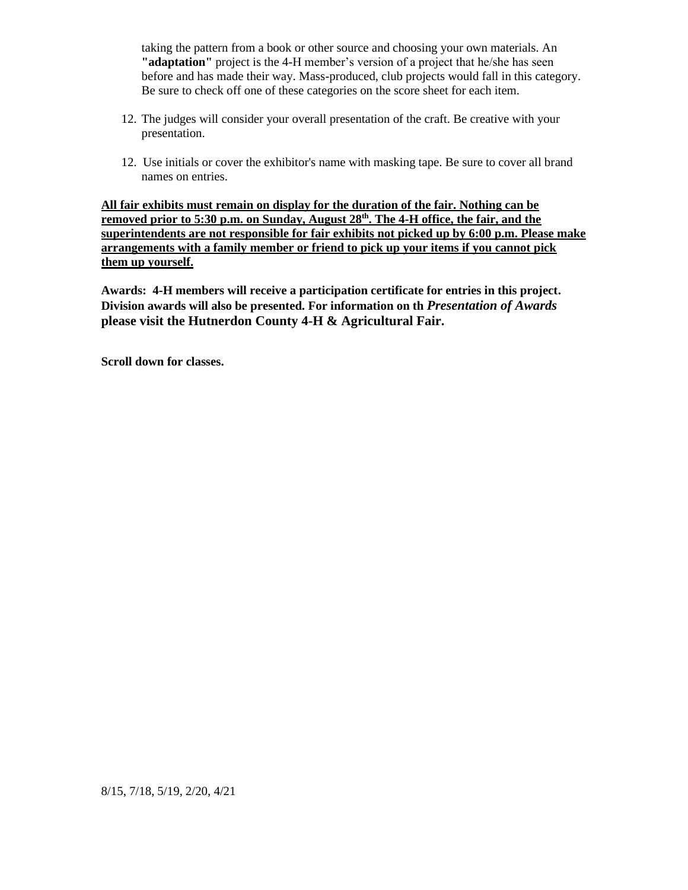taking the pattern from a book or other source and choosing your own materials. An **"adaptation"** project is the 4-H member's version of a project that he/she has seen before and has made their way. Mass-produced, club projects would fall in this category. Be sure to check off one of these categories on the score sheet for each item.

12. The judges will consider your overall presentation of the craft. Be creative with your presentation.

12. Use initials or cover the exhibitor's name with masking tape. Be sure to cover all brand names on entries.

<u>**All fair exhibits must remain on display for the duration of the fair. Nothing can be removed prior to 5:30 p.m. on Sunday, August 28th. The 4-H office, the fair, and the superintendents are not responsible for fair exhibits not picked up by 6:00 p.m. Please make arrangements with a family member or friend to pick up your items if you cannot pick them up yourself.**</u>

**Awards: 4-H members will receive a participation certificate for entries in this project. Division awards will also be presented. For information on th *Presentation of Awards* please visit the Hutnerdon County 4-H & Agricultural Fair.**

**Scroll down for classes.**

8/15, 7/18, 5/19, 2/20, 4/21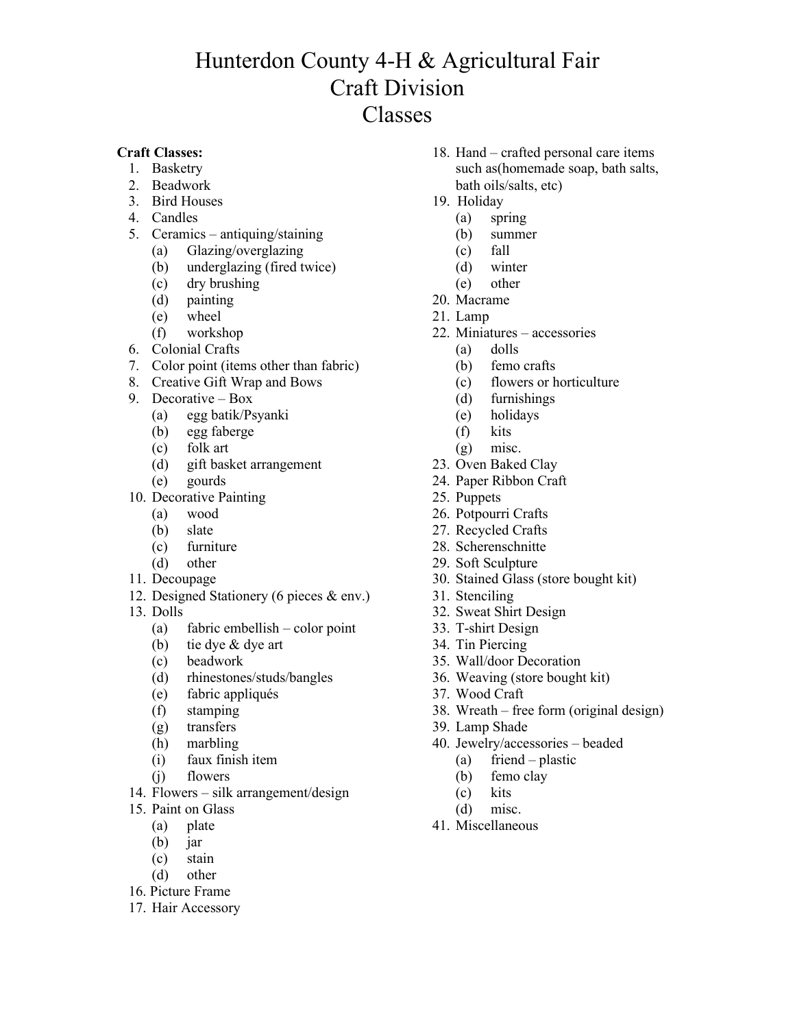# Hunterdon County 4-H & Agricultural Fair
# Craft Division
# Classes

**Craft Classes:**

1. Basketry
2. Beadwork
3. Bird Houses
4. Candles
5. Ceramics – antiquing/staining
   - (a) Glazing/overglazing
   - (b) underglazing (fired twice)
   - (c) dry brushing
   - (d) painting
   - (e) wheel
   - (f) workshop
6. Colonial Crafts
7. Color point (items other than fabric)
8. Creative Gift Wrap and Bows
9. Decorative – Box
   - (a) egg batik/Psyanki
   - (b) egg faberge
   - (c) folk art
   - (d) gift basket arrangement
   - (e) gourds
10. Decorative Painting
    - (a) wood
    - (b) slate
    - (c) furniture
    - (d) other
11. Decoupage
12. Designed Stationery (6 pieces & env.)
13. Dolls
    - (a) fabric embellish – color point
    - (b) tie dye & dye art
    - (c) beadwork
    - (d) rhinestones/studs/bangles
    - (e) fabric appliqués
    - (f) stamping
    - (g) transfers
    - (h) marbling
    - (i) faux finish item
    - (j) flowers
14. Flowers – silk arrangement/design
15. Paint on Glass
    - (a) plate
    - (b) jar
    - (c) stain
    - (d) other
16. Picture Frame
17. Hair Accessory
18. Hand – crafted personal care items such as(homemade soap, bath salts, bath oils/salts, etc)
19. Holiday
    - (a) spring
    - (b) summer
    - (c) fall
    - (d) winter
    - (e) other
20. Macrame
21. Lamp
22. Miniatures – accessories
    - (a) dolls
    - (b) femo crafts
    - (c) flowers or horticulture
    - (d) furnishings
    - (e) holidays
    - (f) kits
    - (g) misc.
23. Oven Baked Clay
24. Paper Ribbon Craft
25. Puppets
26. Potpourri Crafts
27. Recycled Crafts
28. Scherenschnitte
29. Soft Sculpture
30. Stained Glass (store bought kit)
31. Stenciling
32. Sweat Shirt Design
33. T-shirt Design
34. Tin Piercing
35. Wall/door Decoration
36. Weaving (store bought kit)
37. Wood Craft
38. Wreath – free form (original design)
39. Lamp Shade
40. Jewelry/accessories – beaded
    - (a) friend – plastic
    - (b) femo clay
    - (c) kits
    - (d) misc.
41. Miscellaneous